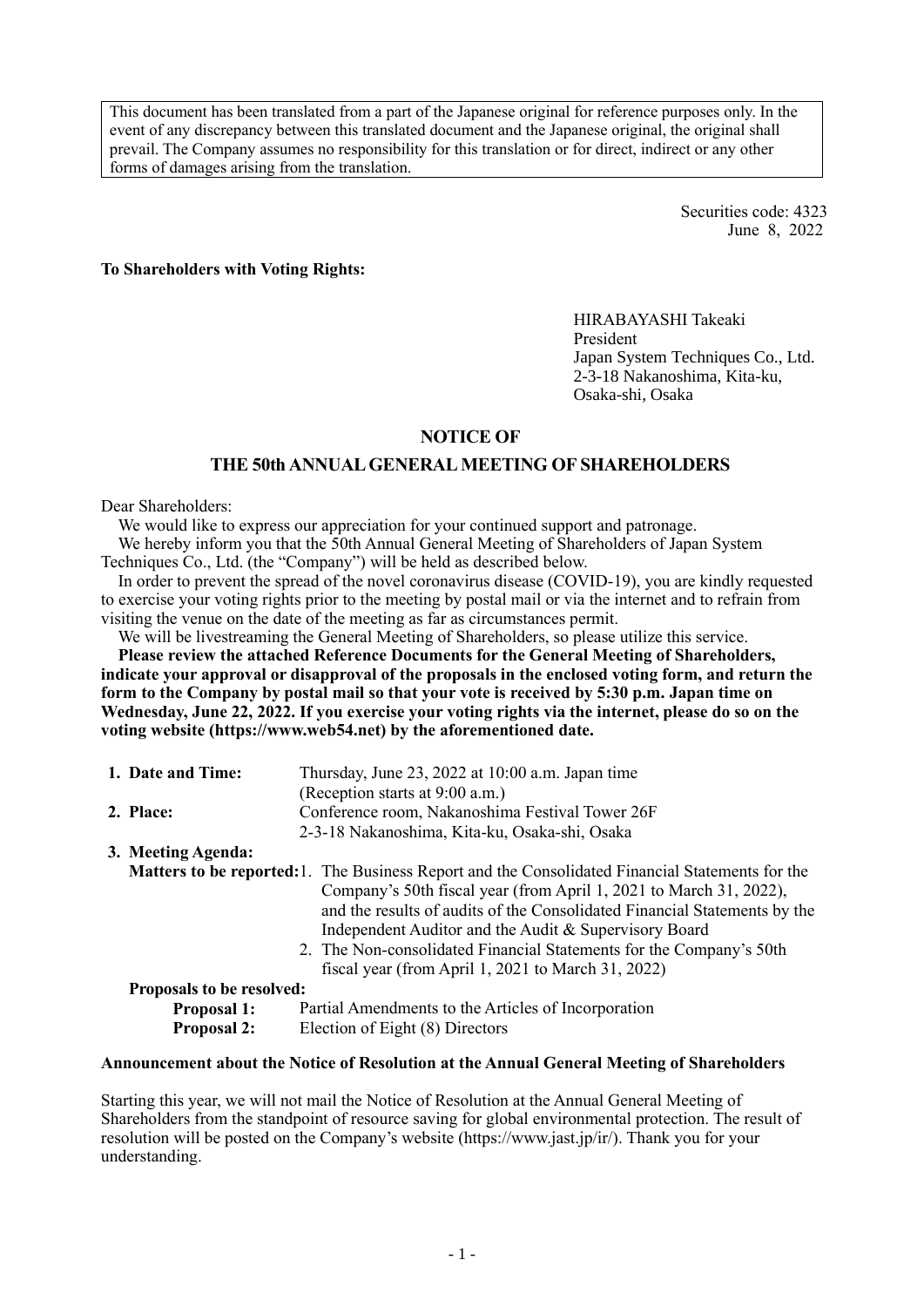This document has been translated from a part of the Japanese original for reference purposes only. In the event of any discrepancy between this translated document and the Japanese original, the original shall prevail. The Company assumes no responsibility for this translation or for direct, indirect or any other forms of damages arising from the translation.

Securities code: 4323
June 8, 2022

**To Shareholders with Voting Rights:**

HIRABAYASHI Takeaki
President
Japan System Techniques Co., Ltd.
2-3-18 Nakanoshima, Kita-ku,
Osaka-shi, Osaka

# NOTICE OF
# THE 50th ANNUAL GENERAL MEETING OF SHAREHOLDERS

Dear Shareholders:

We would like to express our appreciation for your continued support and patronage.

We hereby inform you that the 50th Annual General Meeting of Shareholders of Japan System Techniques Co., Ltd. (the "Company") will be held as described below.

In order to prevent the spread of the novel coronavirus disease (COVID-19), you are kindly requested to exercise your voting rights prior to the meeting by postal mail or via the internet and to refrain from visiting the venue on the date of the meeting as far as circumstances permit.

We will be livestreaming the General Meeting of Shareholders, so please utilize this service.

**Please review the attached Reference Documents for the General Meeting of Shareholders, indicate your approval or disapproval of the proposals in the enclosed voting form, and return the form to the Company by postal mail so that your vote is received by 5:30 p.m. Japan time on Wednesday, June 22, 2022. If you exercise your voting rights via the internet, please do so on the voting website (https://www.web54.net) by the aforementioned date.**

**1. Date and Time:** Thursday, June 23, 2022 at 10:00 a.m. Japan time
(Reception starts at 9:00 a.m.)

**2. Place:** Conference room, Nakanoshima Festival Tower 26F
2-3-18 Nakanoshima, Kita-ku, Osaka-shi, Osaka

**3. Meeting Agenda:**

**Matters to be reported:**
1. The Business Report and the Consolidated Financial Statements for the Company's 50th fiscal year (from April 1, 2021 to March 31, 2022), and the results of audits of the Consolidated Financial Statements by the Independent Auditor and the Audit & Supervisory Board
2. The Non-consolidated Financial Statements for the Company's 50th fiscal year (from April 1, 2021 to March 31, 2022)

**Proposals to be resolved:**

**Proposal 1:** Partial Amendments to the Articles of Incorporation

**Proposal 2:** Election of Eight (8) Directors

**Announcement about the Notice of Resolution at the Annual General Meeting of Shareholders**

Starting this year, we will not mail the Notice of Resolution at the Annual General Meeting of Shareholders from the standpoint of resource saving for global environmental protection. The result of resolution will be posted on the Company's website (https://www.jast.jp/ir/). Thank you for your understanding.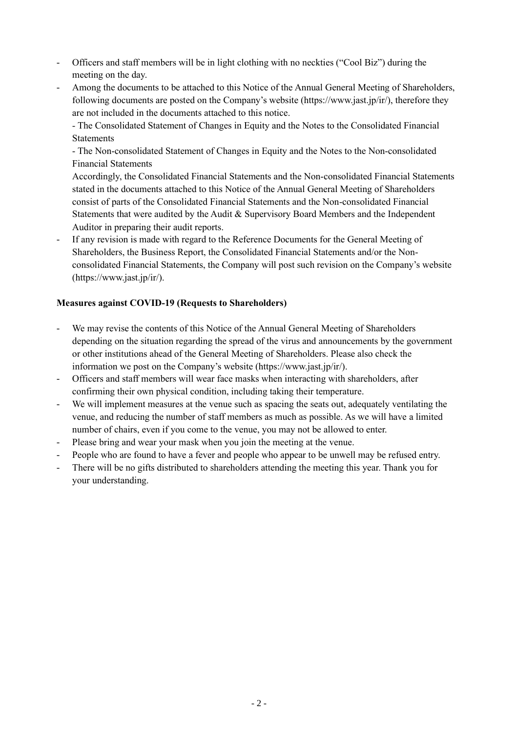- Officers and staff members will be in light clothing with no neckties ("Cool Biz") during the meeting on the day.
- Among the documents to be attached to this Notice of the Annual General Meeting of Shareholders, following documents are posted on the Company's website (https://www.jast.jp/ir/), therefore they are not included in the documents attached to this notice.

  - The Consolidated Statement of Changes in Equity and the Notes to the Consolidated Financial Statements
  - The Non-consolidated Statement of Changes in Equity and the Notes to the Non-consolidated Financial Statements

  Accordingly, the Consolidated Financial Statements and the Non-consolidated Financial Statements stated in the documents attached to this Notice of the Annual General Meeting of Shareholders consist of parts of the Consolidated Financial Statements and the Non-consolidated Financial Statements that were audited by the Audit & Supervisory Board Members and the Independent Auditor in preparing their audit reports.
- If any revision is made with regard to the Reference Documents for the General Meeting of Shareholders, the Business Report, the Consolidated Financial Statements and/or the Non-consolidated Financial Statements, the Company will post such revision on the Company's website (https://www.jast.jp/ir/).

**Measures against COVID-19 (Requests to Shareholders)**

- We may revise the contents of this Notice of the Annual General Meeting of Shareholders depending on the situation regarding the spread of the virus and announcements by the government or other institutions ahead of the General Meeting of Shareholders. Please also check the information we post on the Company's website (https://www.jast.jp/ir/).
- Officers and staff members will wear face masks when interacting with shareholders, after confirming their own physical condition, including taking their temperature.
- We will implement measures at the venue such as spacing the seats out, adequately ventilating the venue, and reducing the number of staff members as much as possible. As we will have a limited number of chairs, even if you come to the venue, you may not be allowed to enter.
- Please bring and wear your mask when you join the meeting at the venue.
- People who are found to have a fever and people who appear to be unwell may be refused entry.
- There will be no gifts distributed to shareholders attending the meeting this year. Thank you for your understanding.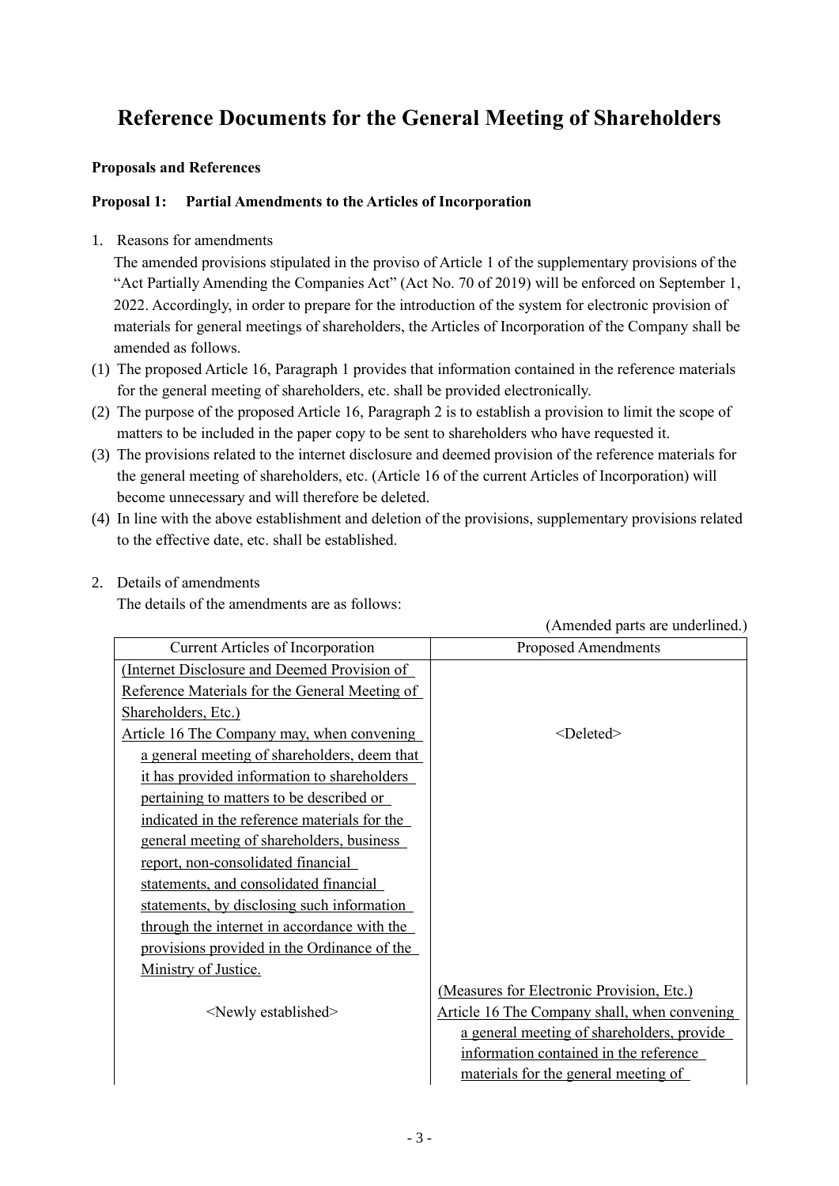# Reference Documents for the General Meeting of Shareholders

**Proposals and References**

**Proposal 1: Partial Amendments to the Articles of Incorporation**

1. Reasons for amendments

   The amended provisions stipulated in the proviso of Article 1 of the supplementary provisions of the "Act Partially Amending the Companies Act" (Act No. 70 of 2019) will be enforced on September 1, 2022. Accordingly, in order to prepare for the introduction of the system for electronic provision of materials for general meetings of shareholders, the Articles of Incorporation of the Company shall be amended as follows.

(1) The proposed Article 16, Paragraph 1 provides that information contained in the reference materials for the general meeting of shareholders, etc. shall be provided electronically.
(2) The purpose of the proposed Article 16, Paragraph 2 is to establish a provision to limit the scope of matters to be included in the paper copy to be sent to shareholders who have requested it.
(3) The provisions related to the internet disclosure and deemed provision of the reference materials for the general meeting of shareholders, etc. (Article 16 of the current Articles of Incorporation) will become unnecessary and will therefore be deleted.
(4) In line with the above establishment and deletion of the provisions, supplementary provisions related to the effective date, etc. shall be established.

2. Details of amendments

   The details of the amendments are as follows:

(Amended parts are underlined.)

| Current Articles of Incorporation | Proposed Amendments |
|---|---|
| <u>(Internet Disclosure and Deemed Provision of Reference Materials for the General Meeting of Shareholders, Etc.)</u><br><u>Article 16 The Company may, when convening a general meeting of shareholders, deem that it has provided information to shareholders pertaining to matters to be described or indicated in the reference materials for the general meeting of shareholders, business report, non-consolidated financial statements, and consolidated financial statements, by disclosing such information through the internet in accordance with the provisions provided in the Ordinance of the Ministry of Justice.</u> | <Deleted> |
| <Newly established> | <u>(Measures for Electronic Provision, Etc.)</u><br><u>Article 16 The Company shall, when convening a general meeting of shareholders, provide information contained in the reference materials for the general meeting of</u> |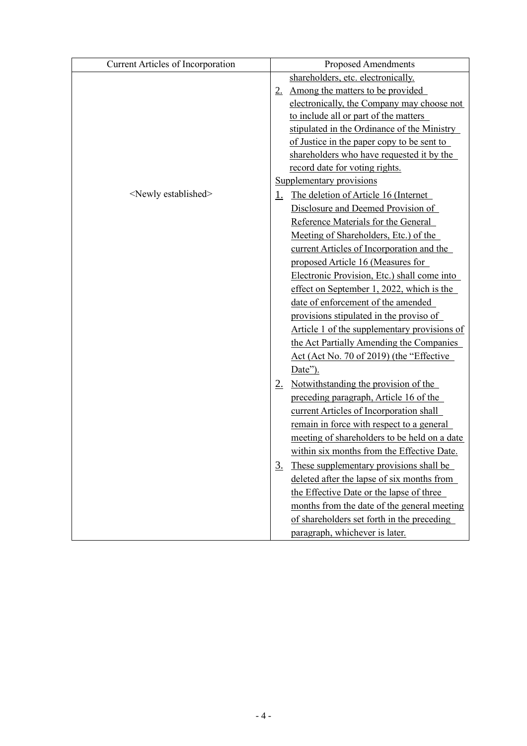| Current Articles of Incorporation | Proposed Amendments |
|---|---|
| | shareholders, etc. electronically.<br>2. Among the matters to be provided electronically, the Company may choose not to include all or part of the matters stipulated in the Ordinance of the Ministry of Justice in the paper copy to be sent to shareholders who have requested it by the record date for voting rights. |
| <Newly established> | Supplementary provisions<br>1. The deletion of Article 16 (Internet Disclosure and Deemed Provision of Reference Materials for the General Meeting of Shareholders, Etc.) of the current Articles of Incorporation and the proposed Article 16 (Measures for Electronic Provision, Etc.) shall come into effect on September 1, 2022, which is the date of enforcement of the amended provisions stipulated in the proviso of Article 1 of the supplementary provisions of the Act Partially Amending the Companies Act (Act No. 70 of 2019) (the "Effective Date").<br>2. Notwithstanding the provision of the preceding paragraph, Article 16 of the current Articles of Incorporation shall remain in force with respect to a general meeting of shareholders to be held on a date within six months from the Effective Date.<br>3. These supplementary provisions shall be deleted after the lapse of six months from the Effective Date or the lapse of three months from the date of the general meeting of shareholders set forth in the preceding paragraph, whichever is later. |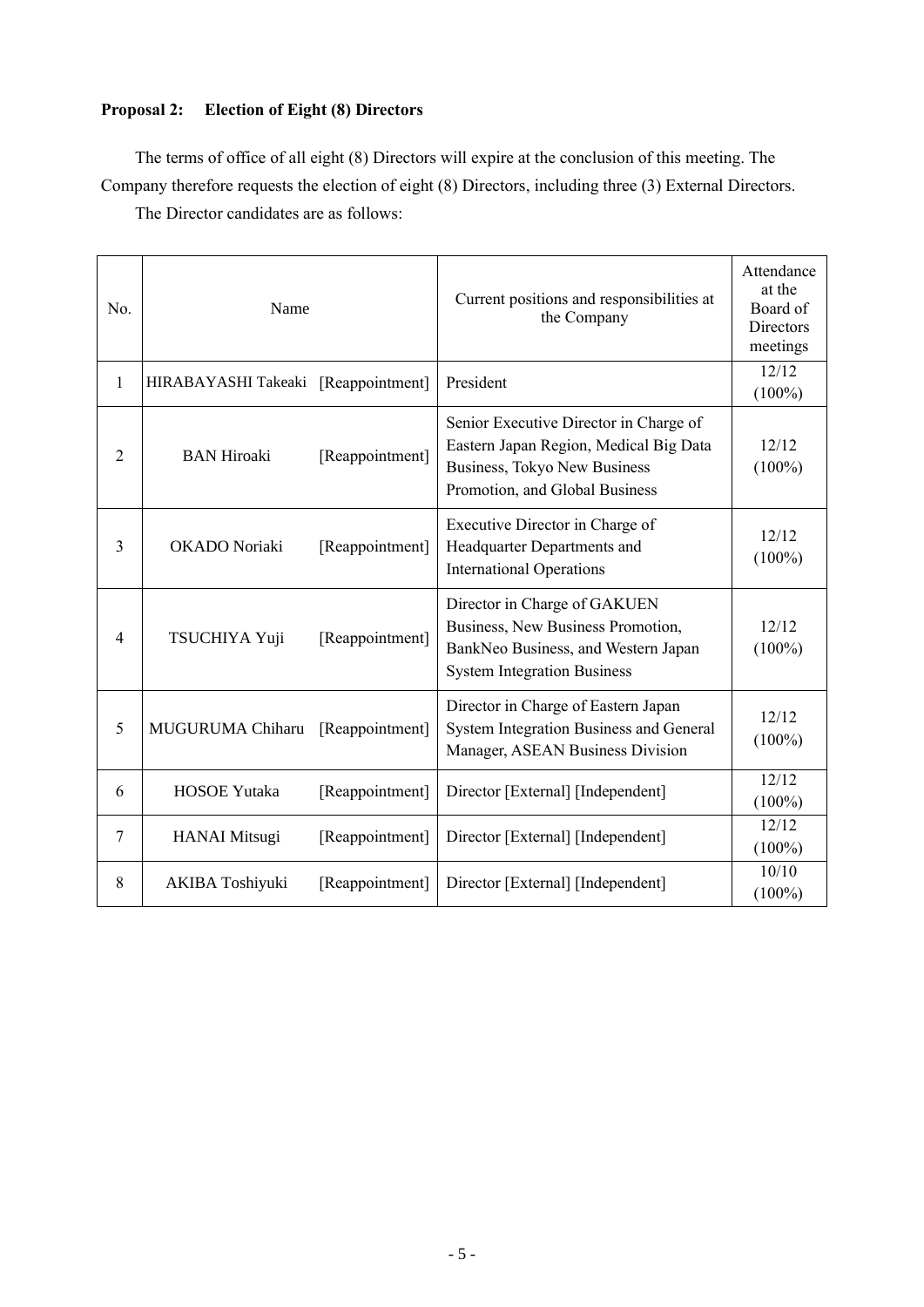**Proposal 2: Election of Eight (8) Directors**

The terms of office of all eight (8) Directors will expire at the conclusion of this meeting. The Company therefore requests the election of eight (8) Directors, including three (3) External Directors.

The Director candidates are as follows:

| No. | Name | | Current positions and responsibilities at the Company | Attendance at the Board of Directors meetings |
|---|---|---|---|---|
| 1 | HIRABAYASHI Takeaki | [Reappointment] | President | 12/12 (100%) |
| 2 | BAN Hiroaki | [Reappointment] | Senior Executive Director in Charge of Eastern Japan Region, Medical Big Data Business, Tokyo New Business Promotion, and Global Business | 12/12 (100%) |
| 3 | OKADO Noriaki | [Reappointment] | Executive Director in Charge of Headquarter Departments and International Operations | 12/12 (100%) |
| 4 | TSUCHIYA Yuji | [Reappointment] | Director in Charge of GAKUEN Business, New Business Promotion, BankNeo Business, and Western Japan System Integration Business | 12/12 (100%) |
| 5 | MUGURUMA Chiharu | [Reappointment] | Director in Charge of Eastern Japan System Integration Business and General Manager, ASEAN Business Division | 12/12 (100%) |
| 6 | HOSOE Yutaka | [Reappointment] | Director [External] [Independent] | 12/12 (100%) |
| 7 | HANAI Mitsugi | [Reappointment] | Director [External] [Independent] | 12/12 (100%) |
| 8 | AKIBA Toshiyuki | [Reappointment] | Director [External] [Independent] | 10/10 (100%) |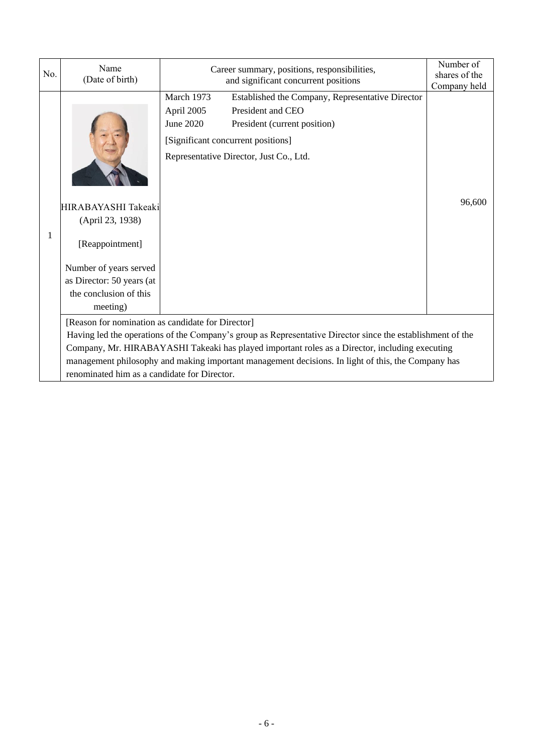| No. | Name (Date of birth) | Career summary, positions, responsibilities, and significant concurrent positions | Number of shares of the Company held |
|---|---|---|---|
| 1 | HIRABAYASHI Takeaki (April 23, 1938) [Reappointment] Number of years served as Director: 50 years (at the conclusion of this meeting) | March 1973 Established the Company, Representative Director<br>April 2005 President and CEO<br>June 2020 President (current position)<br>[Significant concurrent positions]<br>Representative Director, Just Co., Ltd. | 96,600 |
| | [Reason for nomination as candidate for Director]<br>Having led the operations of the Company's group as Representative Director since the establishment of the Company, Mr. HIRABAYASHI Takeaki has played important roles as a Director, including executing management philosophy and making important management decisions. In light of this, the Company has renominated him as a candidate for Director. | | |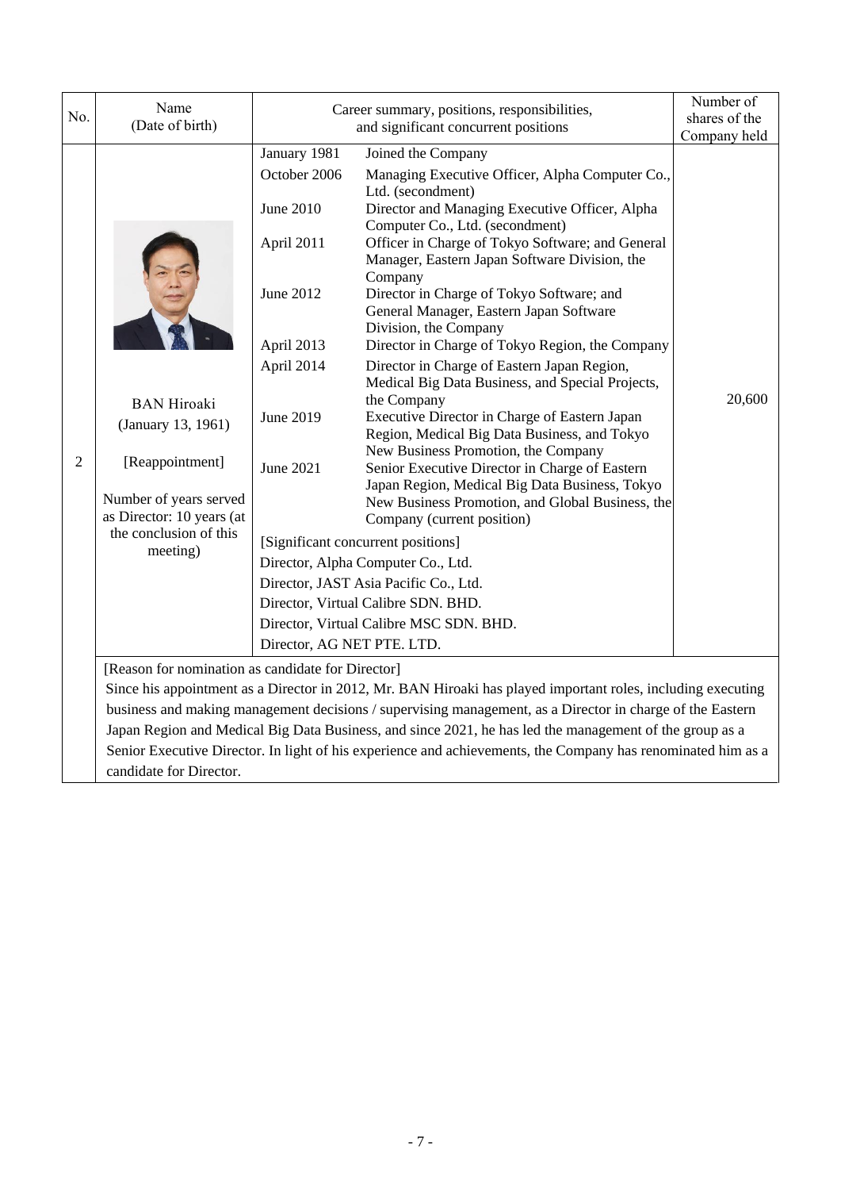| No. | Name (Date of birth) | Career summary, positions, responsibilities, and significant concurrent positions | | Number of shares of the Company held |
|---|---|---|---|---|
| 2 | BAN Hiroaki (January 13, 1961) [Reappointment] Number of years served as Director: 10 years (at the conclusion of this meeting) | January 1981 | Joined the Company | 20,600 |
| | | October 2006 | Managing Executive Officer, Alpha Computer Co., Ltd. (secondment) | |
| | | June 2010 | Director and Managing Executive Officer, Alpha Computer Co., Ltd. (secondment) | |
| | | April 2011 | Officer in Charge of Tokyo Software; and General Manager, Eastern Japan Software Division, the Company | |
| | | June 2012 | Director in Charge of Tokyo Software; and General Manager, Eastern Japan Software Division, the Company | |
| | | April 2013 | Director in Charge of Tokyo Region, the Company | |
| | | April 2014 | Director in Charge of Eastern Japan Region, Medical Big Data Business, and Special Projects, the Company | |
| | | June 2019 | Executive Director in Charge of Eastern Japan Region, Medical Big Data Business, and Tokyo New Business Promotion, the Company | |
| | | June 2021 | Senior Executive Director in Charge of Eastern Japan Region, Medical Big Data Business, Tokyo New Business Promotion, and Global Business, the Company (current position) | |
| | | [Significant concurrent positions] Director, Alpha Computer Co., Ltd. Director, JAST Asia Pacific Co., Ltd. Director, Virtual Calibre SDN. BHD. Director, Virtual Calibre MSC SDN. BHD. Director, AG NET PTE. LTD. | | |

[Reason for nomination as candidate for Director]

Since his appointment as a Director in 2012, Mr. BAN Hiroaki has played important roles, including executing business and making management decisions / supervising management, as a Director in charge of the Eastern Japan Region and Medical Big Data Business, and since 2021, he has led the management of the group as a Senior Executive Director. In light of his experience and achievements, the Company has renominated him as a candidate for Director.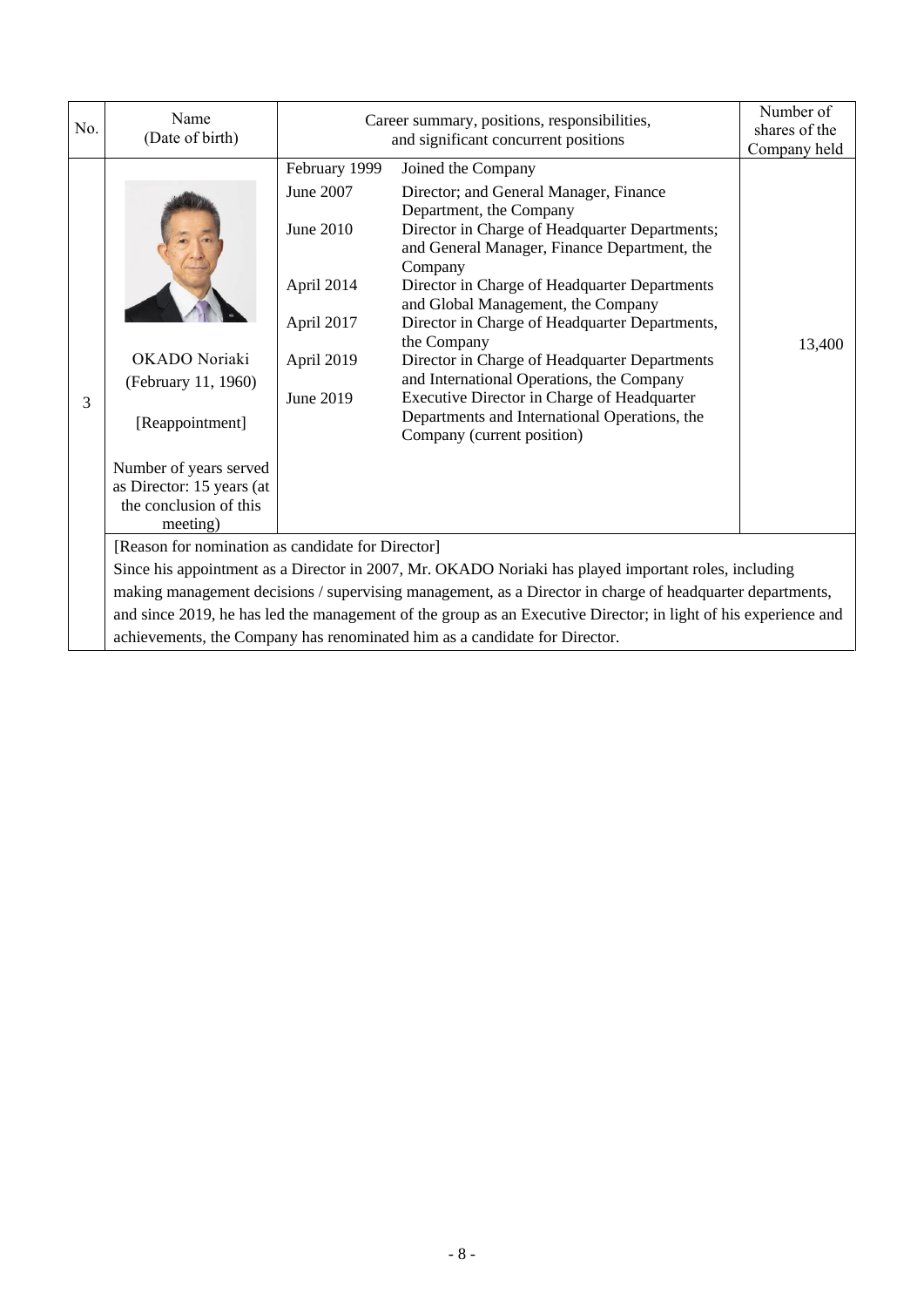| No. | Name (Date of birth) | Career summary, positions, responsibilities, and significant concurrent positions | | Number of shares of the Company held |
|---|---|---|---|---|
| 3 | OKADO Noriaki (February 11, 1960) [Reappointment] Number of years served as Director: 15 years (at the conclusion of this meeting) | February 1999 | Joined the Company | 13,400 |
| | | June 2007 | Director; and General Manager, Finance Department, the Company | |
| | | June 2010 | Director in Charge of Headquarter Departments; and General Manager, Finance Department, the Company | |
| | | April 2014 | Director in Charge of Headquarter Departments and Global Management, the Company | |
| | | April 2017 | Director in Charge of Headquarter Departments, the Company | |
| | | April 2019 | Director in Charge of Headquarter Departments and International Operations, the Company | |
| | | June 2019 | Executive Director in Charge of Headquarter Departments and International Operations, the Company (current position) | |

[Reason for nomination as candidate for Director]

Since his appointment as a Director in 2007, Mr. OKADO Noriaki has played important roles, including making management decisions / supervising management, as a Director in charge of headquarter departments, and since 2019, he has led the management of the group as an Executive Director; in light of his experience and achievements, the Company has renominated him as a candidate for Director.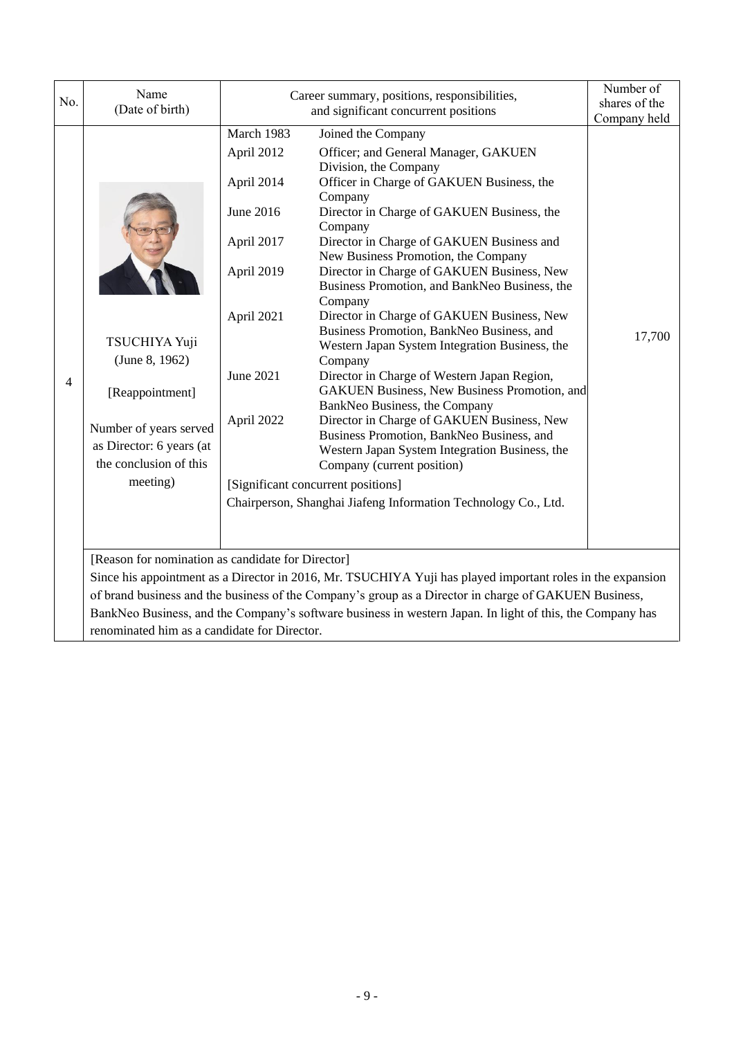| No. | Name (Date of birth) | Career summary, positions, responsibilities, and significant concurrent positions | | Number of shares of the Company held |
|---|---|---|---|---|
| 4 | TSUCHIYA Yuji (June 8, 1962) [Reappointment] Number of years served as Director: 6 years (at the conclusion of this meeting) | March 1983 | Joined the Company | 17,700 |
| | | April 2012 | Officer; and General Manager, GAKUEN Division, the Company | |
| | | April 2014 | Officer in Charge of GAKUEN Business, the Company | |
| | | June 2016 | Director in Charge of GAKUEN Business, the Company | |
| | | April 2017 | Director in Charge of GAKUEN Business and New Business Promotion, the Company | |
| | | April 2019 | Director in Charge of GAKUEN Business, New Business Promotion, and BankNeo Business, the Company | |
| | | April 2021 | Director in Charge of GAKUEN Business, New Business Promotion, BankNeo Business, and Western Japan System Integration Business, the Company | |
| | | June 2021 | Director in Charge of Western Japan Region, GAKUEN Business, New Business Promotion, and BankNeo Business, the Company | |
| | | April 2022 | Director in Charge of GAKUEN Business, New Business Promotion, BankNeo Business, and Western Japan System Integration Business, the Company (current position) | |
| | | [Significant concurrent positions] Chairperson, Shanghai Jiafeng Information Technology Co., Ltd. | | |

[Reason for nomination as candidate for Director]

Since his appointment as a Director in 2016, Mr. TSUCHIYA Yuji has played important roles in the expansion of brand business and the business of the Company's group as a Director in charge of GAKUEN Business, BankNeo Business, and the Company's software business in western Japan. In light of this, the Company has renominated him as a candidate for Director.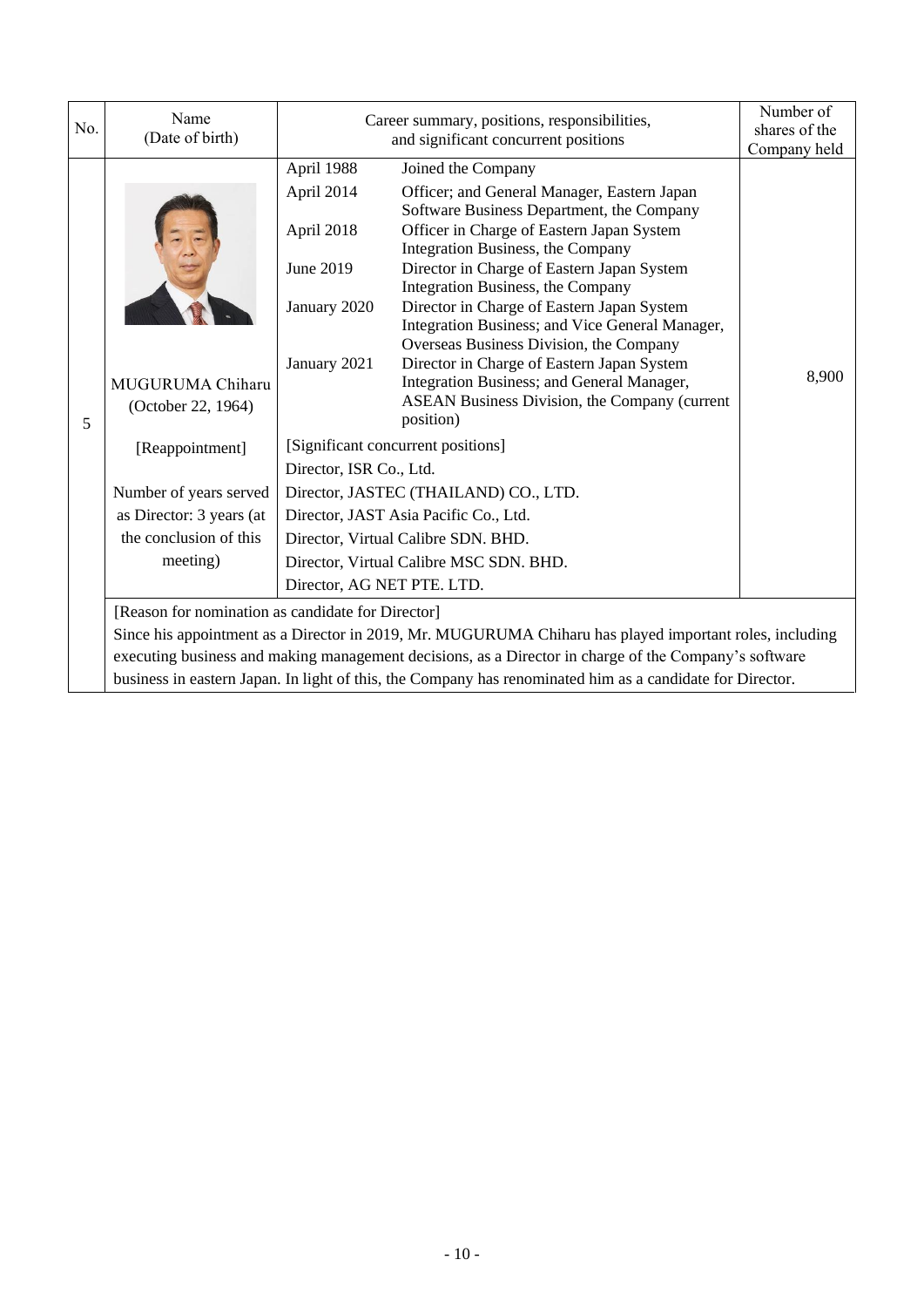| No. | Name (Date of birth) | Career summary, positions, responsibilities, and significant concurrent positions | | Number of shares of the Company held |
|---|---|---|---|---|
| 5 | MUGURUMA Chiharu (October 22, 1964) [Reappointment] Number of years served as Director: 3 years (at the conclusion of this meeting) | April 1988 | Joined the Company | 8,900 |
| | | April 2014 | Officer; and General Manager, Eastern Japan Software Business Department, the Company | |
| | | April 2018 | Officer in Charge of Eastern Japan System Integration Business, the Company | |
| | | June 2019 | Director in Charge of Eastern Japan System Integration Business, the Company | |
| | | January 2020 | Director in Charge of Eastern Japan System Integration Business; and Vice General Manager, Overseas Business Division, the Company | |
| | | January 2021 | Director in Charge of Eastern Japan System Integration Business; and General Manager, ASEAN Business Division, the Company (current position) | |
| | | [Significant concurrent positions] Director, ISR Co., Ltd. Director, JASTEC (THAILAND) CO., LTD. Director, JAST Asia Pacific Co., Ltd. Director, Virtual Calibre SDN. BHD. Director, Virtual Calibre MSC SDN. BHD. Director, AG NET PTE. LTD. | | |

[Reason for nomination as candidate for Director]

Since his appointment as a Director in 2019, Mr. MUGURUMA Chiharu has played important roles, including executing business and making management decisions, as a Director in charge of the Company's software business in eastern Japan. In light of this, the Company has renominated him as a candidate for Director.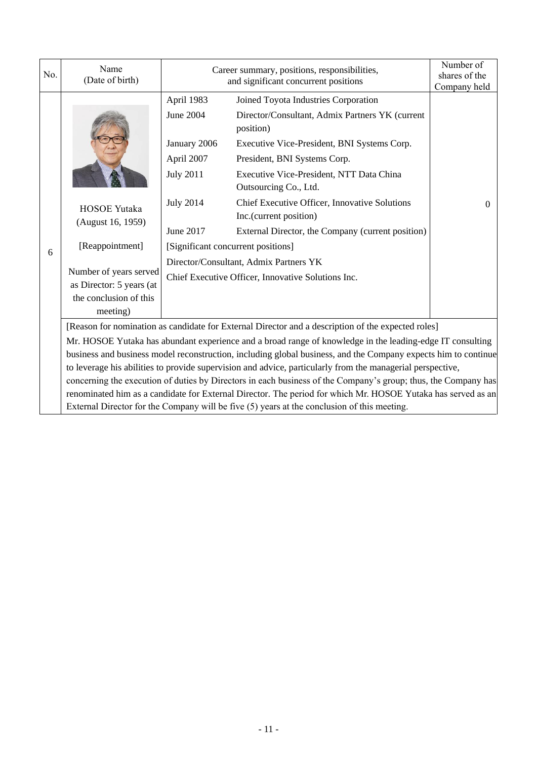| No. | Name (Date of birth) | Career summary, positions, responsibilities, and significant concurrent positions | | Number of shares of the Company held |
|---|---|---|---|---|
| 6 | HOSOE Yutaka (August 16, 1959) [Reappointment] Number of years served as Director: 5 years (at the conclusion of this meeting) | April 1983 | Joined Toyota Industries Corporation | 0 |
| | | June 2004 | Director/Consultant, Admix Partners YK (current position) | |
| | | January 2006 | Executive Vice-President, BNI Systems Corp. | |
| | | April 2007 | President, BNI Systems Corp. | |
| | | July 2011 | Executive Vice-President, NTT Data China Outsourcing Co., Ltd. | |
| | | July 2014 | Chief Executive Officer, Innovative Solutions Inc.(current position) | |
| | | June 2017 | External Director, the Company (current position) | |
| | | [Significant concurrent positions] Director/Consultant, Admix Partners YK Chief Executive Officer, Innovative Solutions Inc. | | |

[Reason for nomination as candidate for External Director and a description of the expected roles]

Mr. HOSOE Yutaka has abundant experience and a broad range of knowledge in the leading-edge IT consulting business and business model reconstruction, including global business, and the Company expects him to continue to leverage his abilities to provide supervision and advice, particularly from the managerial perspective, concerning the execution of duties by Directors in each business of the Company's group; thus, the Company has renominated him as a candidate for External Director. The period for which Mr. HOSOE Yutaka has served as an External Director for the Company will be five (5) years at the conclusion of this meeting.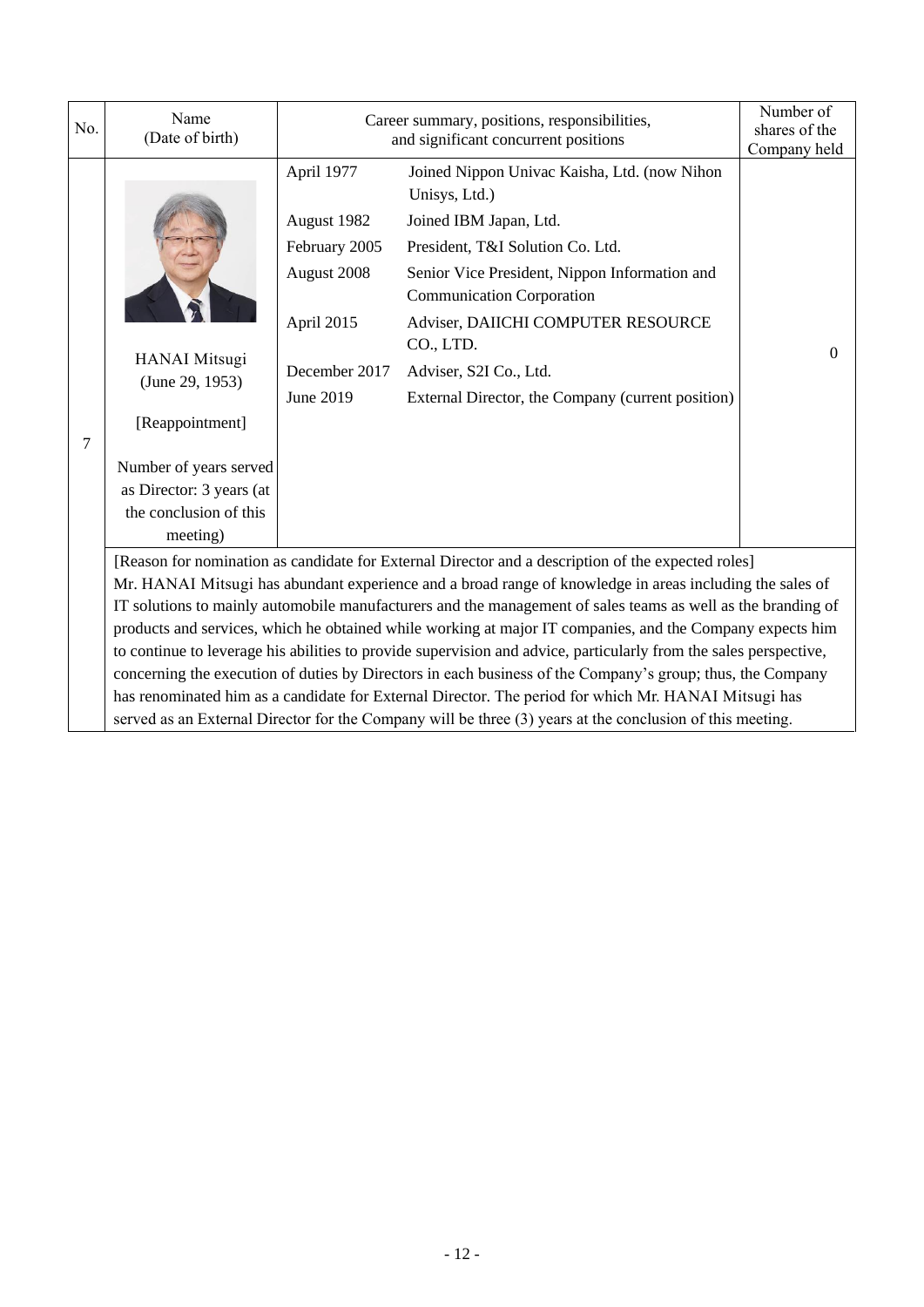| No. | Name (Date of birth) | Career summary, positions, responsibilities, and significant concurrent positions | | Number of shares of the Company held |
|---|---|---|---|---|
| 7 | HANAI Mitsugi (June 29, 1953)<br><br>[Reappointment]<br><br>Number of years served as Director: 3 years (at the conclusion of this meeting) | April 1977 | Joined Nippon Univac Kaisha, Ltd. (now Nihon Unisys, Ltd.) | 0 |
| | | August 1982 | Joined IBM Japan, Ltd. | |
| | | February 2005 | President, T&I Solution Co. Ltd. | |
| | | August 2008 | Senior Vice President, Nippon Information and Communication Corporation | |
| | | April 2015 | Adviser, DAIICHI COMPUTER RESOURCE CO., LTD. | |
| | | December 2017 | Adviser, S2I Co., Ltd. | |
| | | June 2019 | External Director, the Company (current position) | |

[Reason for nomination as candidate for External Director and a description of the expected roles]

Mr. HANAI Mitsugi has abundant experience and a broad range of knowledge in areas including the sales of IT solutions to mainly automobile manufacturers and the management of sales teams as well as the branding of products and services, which he obtained while working at major IT companies, and the Company expects him to continue to leverage his abilities to provide supervision and advice, particularly from the sales perspective, concerning the execution of duties by Directors in each business of the Company's group; thus, the Company has renominated him as a candidate for External Director. The period for which Mr. HANAI Mitsugi has served as an External Director for the Company will be three (3) years at the conclusion of this meeting.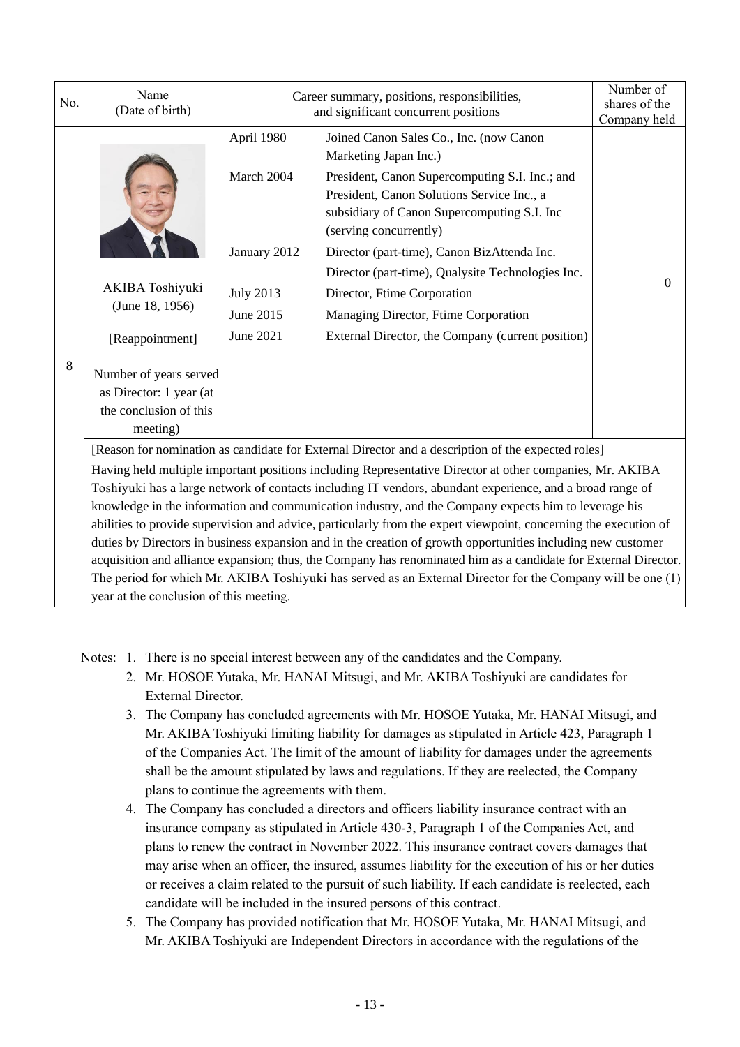| No. | Name (Date of birth) | Career summary, positions, responsibilities, and significant concurrent positions | | Number of shares of the Company held |
|---|---|---|---|---|
| 8 | AKIBA Toshiyuki (June 18, 1956) [Reappointment] Number of years served as Director: 1 year (at the conclusion of this meeting) | April 1980 | Joined Canon Sales Co., Inc. (now Canon Marketing Japan Inc.) | 0 |
| | | March 2004 | President, Canon Supercomputing S.I. Inc.; and President, Canon Solutions Service Inc., a subsidiary of Canon Supercomputing S.I. Inc (serving concurrently) | |
| | | January 2012 | Director (part-time), Canon BizAttenda Inc. Director (part-time), Qualysite Technologies Inc. | |
| | | July 2013 | Director, Ftime Corporation | |
| | | June 2015 | Managing Director, Ftime Corporation | |
| | | June 2021 | External Director, the Company (current position) | |

[Reason for nomination as candidate for External Director and a description of the expected roles]

Having held multiple important positions including Representative Director at other companies, Mr. AKIBA Toshiyuki has a large network of contacts including IT vendors, abundant experience, and a broad range of knowledge in the information and communication industry, and the Company expects him to leverage his abilities to provide supervision and advice, particularly from the expert viewpoint, concerning the execution of duties by Directors in business expansion and in the creation of growth opportunities including new customer acquisition and alliance expansion; thus, the Company has renominated him as a candidate for External Director. The period for which Mr. AKIBA Toshiyuki has served as an External Director for the Company will be one (1) year at the conclusion of this meeting.

Notes:
1. There is no special interest between any of the candidates and the Company.
2. Mr. HOSOE Yutaka, Mr. HANAI Mitsugi, and Mr. AKIBA Toshiyuki are candidates for External Director.
3. The Company has concluded agreements with Mr. HOSOE Yutaka, Mr. HANAI Mitsugi, and Mr. AKIBA Toshiyuki limiting liability for damages as stipulated in Article 423, Paragraph 1 of the Companies Act. The limit of the amount of liability for damages under the agreements shall be the amount stipulated by laws and regulations. If they are reelected, the Company plans to continue the agreements with them.
4. The Company has concluded a directors and officers liability insurance contract with an insurance company as stipulated in Article 430-3, Paragraph 1 of the Companies Act, and plans to renew the contract in November 2022. This insurance contract covers damages that may arise when an officer, the insured, assumes liability for the execution of his or her duties or receives a claim related to the pursuit of such liability. If each candidate is reelected, each candidate will be included in the insured persons of this contract.
5. The Company has provided notification that Mr. HOSOE Yutaka, Mr. HANAI Mitsugi, and Mr. AKIBA Toshiyuki are Independent Directors in accordance with the regulations of the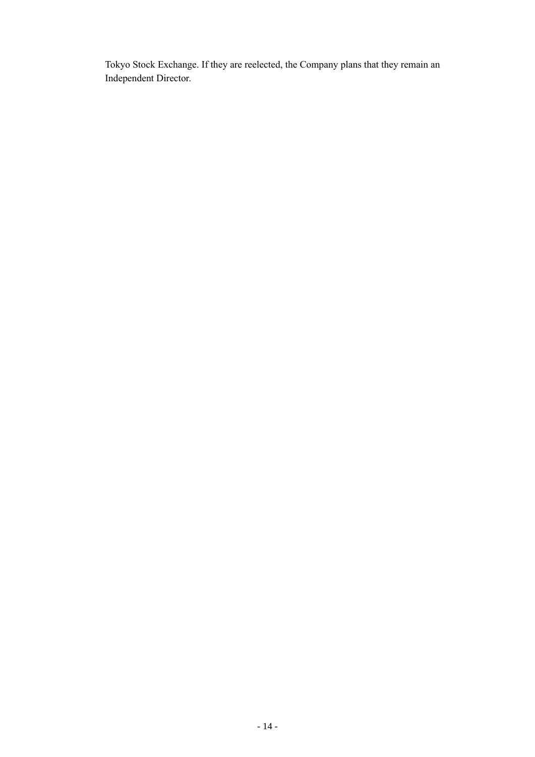Tokyo Stock Exchange. If they are reelected, the Company plans that they remain an Independent Director.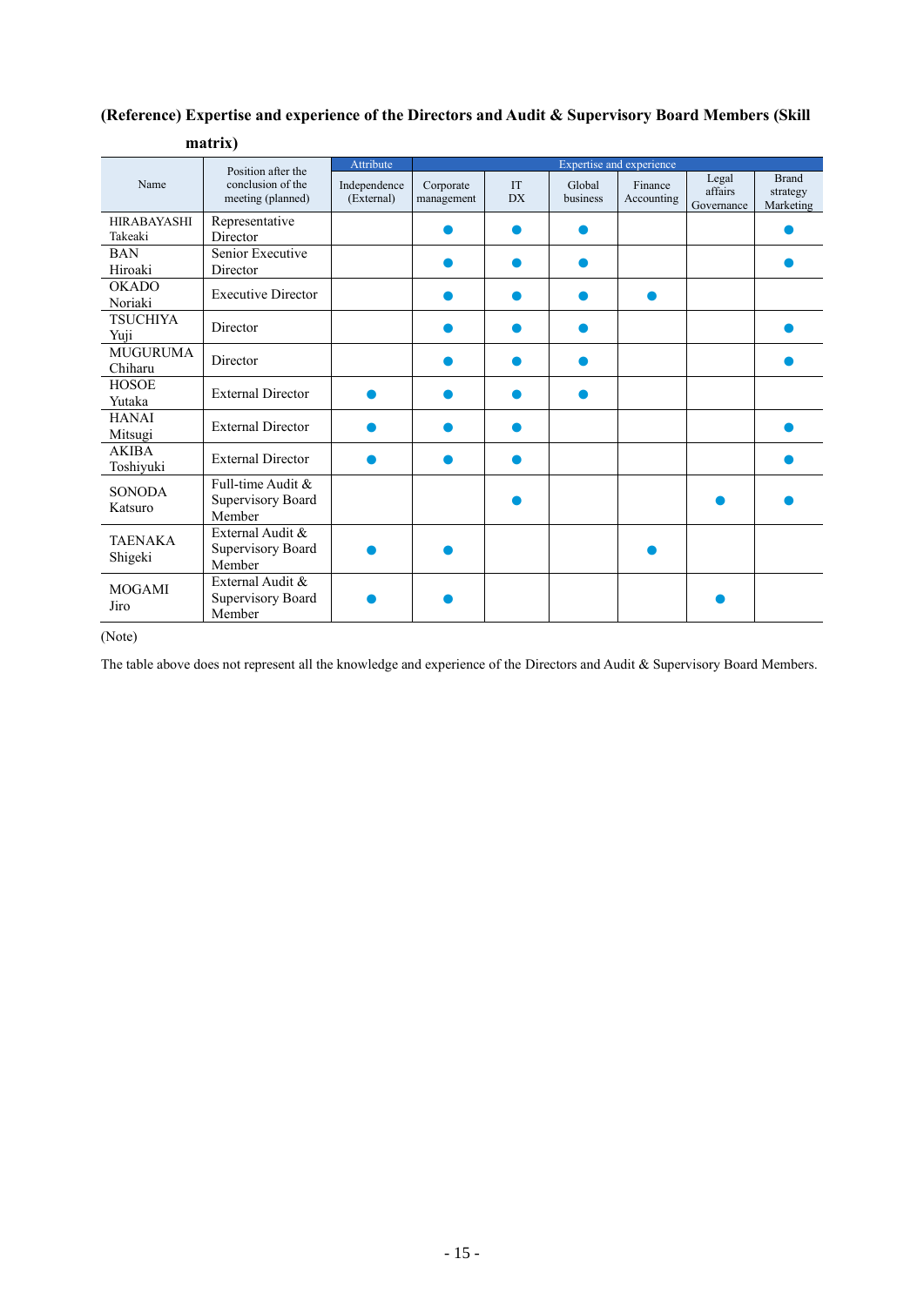## (Reference) Expertise and experience of the Directors and Audit & Supervisory Board Members (Skill matrix)

| Name | Position after the conclusion of the meeting (planned) | Attribute | Expertise and experience | | | | | |
|---|---|---|---|---|---|---|---|---|
| | | Independence (External) | Corporate management | IT DX | Global business | Finance Accounting | Legal affairs Governance | Brand strategy Marketing |
| HIRABAYASHI Takeaki | Representative Director | | ● | ● | ● | | | ● |
| BAN Hiroaki | Senior Executive Director | | ● | ● | ● | | | ● |
| OKADO Noriaki | Executive Director | | ● | ● | ● | ● | | |
| TSUCHIYA Yuji | Director | | ● | ● | ● | | | ● |
| MUGURUMA Chiharu | Director | | ● | ● | ● | | | ● |
| HOSOE Yutaka | External Director | ● | ● | ● | ● | | | |
| HANAI Mitsugi | External Director | ● | ● | ● | | | | ● |
| AKIBA Toshiyuki | External Director | ● | ● | ● | | | | ● |
| SONODA Katsuro | Full-time Audit & Supervisory Board Member | | | ● | | | ● | ● |
| TAENAKA Shigeki | External Audit & Supervisory Board Member | ● | ● | | | ● | | |
| MOGAMI Jiro | External Audit & Supervisory Board Member | ● | ● | | | | ● | |

(Note)

The table above does not represent all the knowledge and experience of the Directors and Audit & Supervisory Board Members.